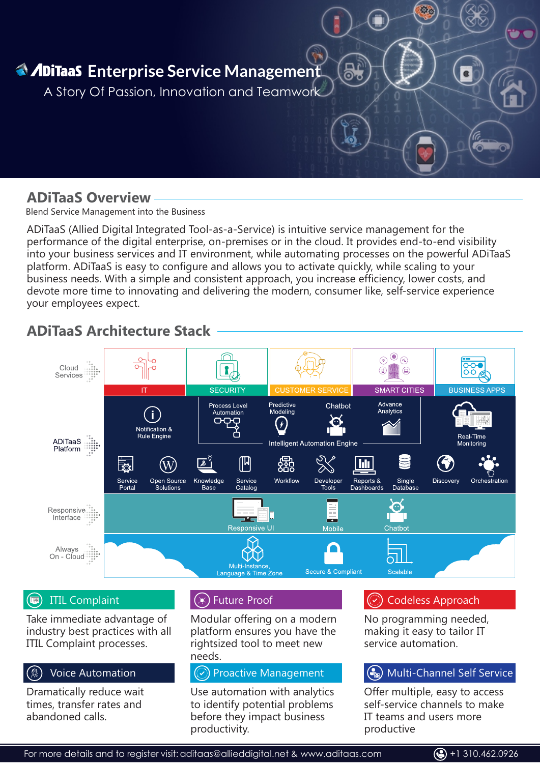# ADiTaaS Enterprise Service Management

A Story Of Passion, Innovation and Teamwork

## ADiTaaS Overview

Blend Service Management into the Business

ADiTaaS (Allied Digital Integrated Tool-as-a-Service) is intuitive service management for the performance of the digital enterprise, on-premises or in the cloud. It provides end-to-end visibility into your business services and IT environment, while automating processes on the powerful ADiTaaS platform. ADiTaaS is easy to configure and allows you to activate quickly, while scaling to your business needs. With a simple and consistent approach, you increase efficiency, lower costs, and devote more time to innovating and delivering the modern, consumer like, self-service experience your employees expect.

## ADiTaaS Architecture Stack

**Cloud Services:** IT | SECURITY | CUSTOMER SERVICE | SMART CITIES | BUSINESS APPS

**ADiTaaS Platform:**

- Notification & Rule Engine
- Intelligent Automation Engine: Process Level Automation, Predictive Modeling, Chatbot, Advance Analytics
- Real-Time Monitoring
- Service Portal, Open Source Solutions, Knowledge Base, Service Catalog, Workflow, Developer Tools, Reports & Dashboards, Single Database, Discovery, Orchestration

**Responsive Interface:** Responsive UI, Mobile, Chatbot

**Always On - Cloud:** Multi-Instance, Language & Time Zone, Secure & Compliant, Scalable

### ITIL Complaint

Take immediate advantage of industry best practices with all ITIL Complaint processes.

### Future Proof

Modular offering on a modern platform ensures you have the rightsized tool to meet new needs.

### Codeless Approach

No programming needed, making it easy to tailor IT service automation.

### Voice Automation

Dramatically reduce wait times, transfer rates and abandoned calls.

### Proactive Management

Use automation with analytics to identify potential problems before they impact business productivity.

### Multi-Channel Self Service

Offer multiple, easy to access self-service channels to make IT teams and users more productive

For more details and to register visit: aditaas@allieddigital.net & www.aditaas.com +1 310.462.0926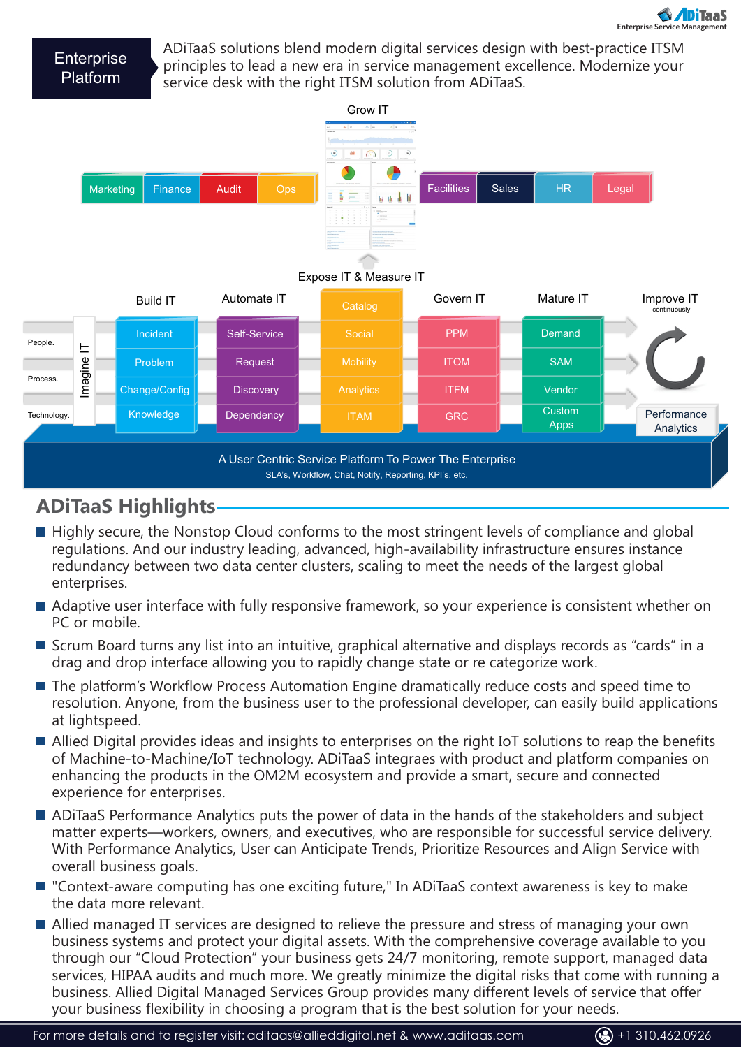## Enterprise Platform

ADiTaaS solutions blend modern digital services design with best-practice ITSM principles to lead a new era in service management excellence. Modernize your service desk with the right ITSM solution from ADiTaaS.

Grow IT

Marketing
Finance
Audit
Ops
Facilities
Sales
HR
Legal

Expose IT & Measure IT

Build IT
Automate IT
Govern IT
Mature IT
Improve IT
continuously

People.
Process.
Technology.
Imagine IT

Incident
Problem
Change/Config
Knowledge

Self-Service
Request
Discovery
Dependency

Catalog
Social
Mobility
Analytics
ITAM

PPM
ITOM
ITFM
GRC

Demand
SAM
Vendor
Custom Apps

Performance Analytics

A User Centric Service Platform To Power The Enterprise
SLA's, Workflow, Chat, Notify, Reporting, KPI's, etc.

## ADiTaaS Highlights

- Highly secure, the Nonstop Cloud conforms to the most stringent levels of compliance and global regulations. And our industry leading, advanced, high-availability infrastructure ensures instance redundancy between two data center clusters, scaling to meet the needs of the largest global enterprises.
- Adaptive user interface with fully responsive framework, so your experience is consistent whether on PC or mobile.
- Scrum Board turns any list into an intuitive, graphical alternative and displays records as "cards" in a drag and drop interface allowing you to rapidly change state or re categorize work.
- The platform's Workflow Process Automation Engine dramatically reduce costs and speed time to resolution. Anyone, from the business user to the professional developer, can easily build applications at lightspeed.
- Allied Digital provides ideas and insights to enterprises on the right IoT solutions to reap the benefits of Machine-to-Machine/IoT technology. ADiTaaS integraes with product and platform companies on enhancing the products in the OM2M ecosystem and provide a smart, secure and connected experience for enterprises.
- ADiTaaS Performance Analytics puts the power of data in the hands of the stakeholders and subject matter experts—workers, owners, and executives, who are responsible for successful service delivery. With Performance Analytics, User can Anticipate Trends, Prioritize Resources and Align Service with overall business goals.
- "Context-aware computing has one exciting future," In ADiTaaS context awareness is key to make the data more relevant.
- Allied managed IT services are designed to relieve the pressure and stress of managing your own business systems and protect your digital assets. With the comprehensive coverage available to you through our "Cloud Protection" your business gets 24/7 monitoring, remote support, managed data services, HIPAA audits and much more. We greatly minimize the digital risks that come with running a business. Allied Digital Managed Services Group provides many different levels of service that offer your business flexibility in choosing a program that is the best solution for your needs.

For more details and to register visit: aditaas@allieddigital.net & www.aditaas.com +1 310.462.0926